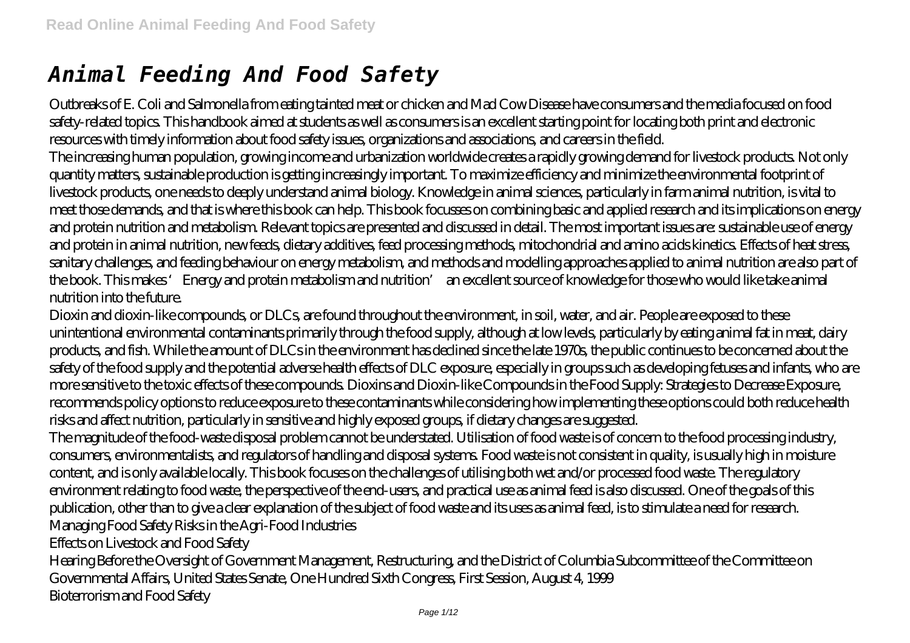# *Animal Feeding And Food Safety*

Outbreaks of E. Coli and Salmonella from eating tainted meat or chicken and Mad Cow Disease have consumers and the media focused on food safety-related topics. This handbook aimed at students as well as consumers is an excellent starting point for locating both print and electronic resources with timely information about food safety issues, organizations and associations, and careers in the field.

The increasing human population, growing income and urbanization worldwide creates a rapidly growing demand for livestock products. Not only quantity matters, sustainable production is getting increasingly important. To maximize efficiency and minimize the environmental footprint of livestock products, one needs to deeply understand animal biology. Knowledge in animal sciences, particularly in farm animal nutrition, is vital to meet those demands, and that is where this book can help. This book focusses on combining basic and applied research and its implications on energy and protein nutrition and metabolism. Relevant topics are presented and discussed in detail. The most important issues are: sustainable use of energy and protein in animal nutrition, new feeds, dietary additives, feed processing methods, mitochondrial and amino acids kinetics. Effects of heat stress, sanitary challenges, and feeding behaviour on energy metabolism, and methods and modelling approaches applied to animal nutrition are also part of the book. This makes 'Energy and protein metabolism and nutrition' an excellent source of knowledge for those who would like take animal nutrition into the future.

Dioxin and dioxin-like compounds, or DLCs, are found throughout the environment, in soil, water, and air. People are exposed to these unintentional environmental contaminants primarily through the food supply, although at low levels, particularly by eating animal fat in meat, dairy products, and fish. While the amount of DLCs in the environment has declined since the late 1970s, the public continues to be concerned about the safety of the food supply and the potential adverse health effects of DLC exposure, especially in groups such as developing fetuses and infants, who are more sensitive to the toxic effects of these compounds. Dioxins and Dioxin-like Compounds in the Food Supply: Strategies to Decrease Exposure, recommends policy options to reduce exposure to these contaminants while considering how implementing these options could both reduce health risks and affect nutrition, particularly in sensitive and highly exposed groups, if dietary changes are suggested.

The magnitude of the food-waste disposal problem cannot be understated. Utilisation of food waste is of concern to the food processing industry, consumers, environmentalists, and regulators of handling and disposal systems. Food waste is not consistent in quality, is usually high in moisture content, and is only available locally. This book focuses on the challenges of utilising both wet and/or processed food waste. The regulatory environment relating to food waste, the perspective of the end-users, and practical use as animal feed is also discussed. One of the goals of this publication, other than to give a clear explanation of the subject of food waste and its uses as animal feed, is to stimulate a need for research.

Managing Food Safety Risks in the Agri-Food Industries

Effects on Livestock and Food Safety

Hearing Before the Oversight of Government Management, Restructuring, and the District of Columbia Subcommittee of the Committee on Governmental Affairs, United States Senate, One Hundred Sixth Congress, First Session, August 4, 1999

Bioterrorism and Food Safety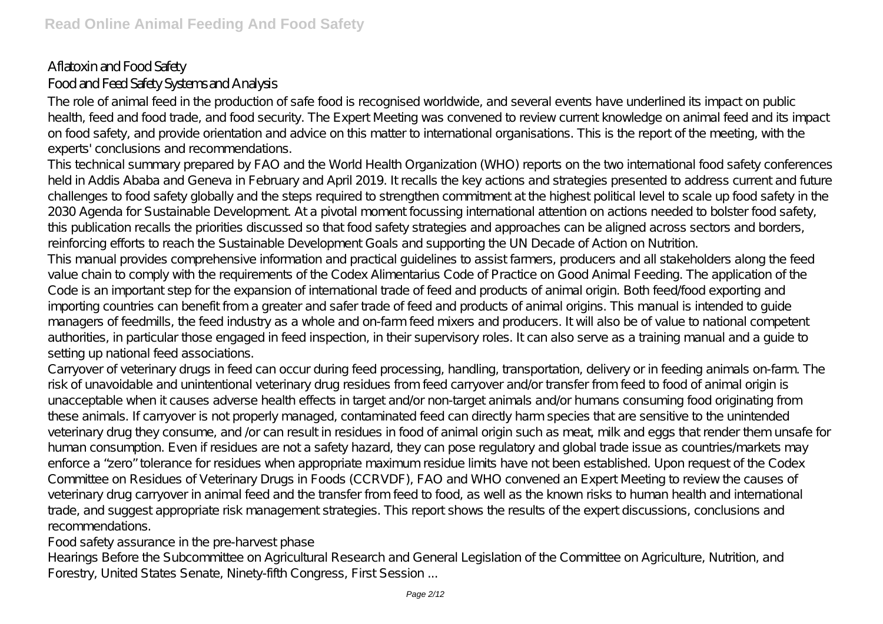Aflatoxin and Food Safety

Food and Feed Safety Systems and Analysis

The role of animal feed in the production of safe food is recognised worldwide, and several events have underlined its impact on public health, feed and food trade, and food security. The Expert Meeting was convened to review current knowledge on animal feed and its impact on food safety, and provide orientation and advice on this matter to international organisations. This is the report of the meeting, with the experts' conclusions and recommendations.

This technical summary prepared by FAO and the World Health Organization (WHO) reports on the two international food safety conferences held in Addis Ababa and Geneva in February and April 2019. It recalls the key actions and strategies presented to address current and future challenges to food safety globally and the steps required to strengthen commitment at the highest political level to scale up food safety in the 2030 Agenda for Sustainable Development. At a pivotal moment focussing international attention on actions needed to bolster food safety, this publication recalls the priorities discussed so that food safety strategies and approaches can be aligned across sectors and borders, reinforcing efforts to reach the Sustainable Development Goals and supporting the UN Decade of Action on Nutrition.

This manual provides comprehensive information and practical guidelines to assist farmers, producers and all stakeholders along the feed value chain to comply with the requirements of the Codex Alimentarius Code of Practice on Good Animal Feeding. The application of the Code is an important step for the expansion of international trade of feed and products of animal origin. Both feed/food exporting and importing countries can benefit from a greater and safer trade of feed and products of animal origins. This manual is intended to guide managers of feedmills, the feed industry as a whole and on-farm feed mixers and producers. It will also be of value to national competent authorities, in particular those engaged in feed inspection, in their supervisory roles. It can also serve as a training manual and a guide to setting up national feed associations.

Carryover of veterinary drugs in feed can occur during feed processing, handling, transportation, delivery or in feeding animals on-farm. The risk of unavoidable and unintentional veterinary drug residues from feed carryover and/or transfer from feed to food of animal origin is unacceptable when it causes adverse health effects in target and/or non-target animals and/or humans consuming food originating from these animals. If carryover is not properly managed, contaminated feed can directly harm species that are sensitive to the unintended veterinary drug they consume, and /or can result in residues in food of animal origin such as meat, milk and eggs that render them unsafe for human consumption. Even if residues are not a safety hazard, they can pose regulatory and global trade issue as countries/markets may enforce a "zero" tolerance for residues when appropriate maximum residue limits have not been established. Upon request of the Codex Committee on Residues of Veterinary Drugs in Foods (CCRVDF), FAO and WHO convened an Expert Meeting to review the causes of veterinary drug carryover in animal feed and the transfer from feed to food, as well as the known risks to human health and international trade, and suggest appropriate risk management strategies. This report shows the results of the expert discussions, conclusions and recommendations.

Food safety assurance in the pre-harvest phase

Hearings Before the Subcommittee on Agricultural Research and General Legislation of the Committee on Agriculture, Nutrition, and Forestry, United States Senate, Ninety-fifth Congress, First Session ...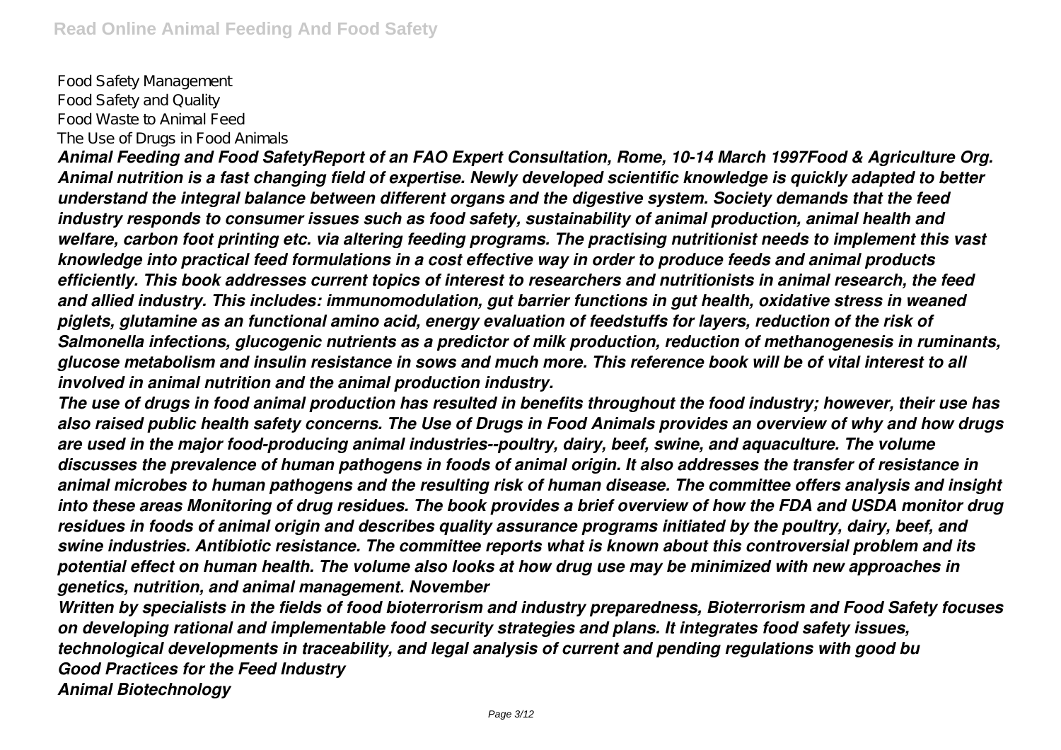Food Safety Management
Food Safety and Quality
Food Waste to Animal Feed
The Use of Drugs in Food Animals

***Animal Feeding and Food SafetyReport of an FAO Expert Consultation, Rome, 10-14 March 1997Food & Agriculture Org.***
***Animal nutrition is a fast changing field of expertise. Newly developed scientific knowledge is quickly adapted to better understand the integral balance between different organs and the digestive system. Society demands that the feed industry responds to consumer issues such as food safety, sustainability of animal production, animal health and welfare, carbon foot printing etc. via altering feeding programs. The practising nutritionist needs to implement this vast knowledge into practical feed formulations in a cost effective way in order to produce feeds and animal products efficiently. This book addresses current topics of interest to researchers and nutritionists in animal research, the feed and allied industry. This includes: immunomodulation, gut barrier functions in gut health, oxidative stress in weaned piglets, glutamine as an functional amino acid, energy evaluation of feedstuffs for layers, reduction of the risk of Salmonella infections, glucogenic nutrients as a predictor of milk production, reduction of methanogenesis in ruminants, glucose metabolism and insulin resistance in sows and much more. This reference book will be of vital interest to all involved in animal nutrition and the animal production industry.***
***The use of drugs in food animal production has resulted in benefits throughout the food industry; however, their use has also raised public health safety concerns. The Use of Drugs in Food Animals provides an overview of why and how drugs are used in the major food-producing animal industries--poultry, dairy, beef, swine, and aquaculture. The volume discusses the prevalence of human pathogens in foods of animal origin. It also addresses the transfer of resistance in animal microbes to human pathogens and the resulting risk of human disease. The committee offers analysis and insight into these areas Monitoring of drug residues. The book provides a brief overview of how the FDA and USDA monitor drug residues in foods of animal origin and describes quality assurance programs initiated by the poultry, dairy, beef, and swine industries. Antibiotic resistance. The committee reports what is known about this controversial problem and its potential effect on human health. The volume also looks at how drug use may be minimized with new approaches in genetics, nutrition, and animal management. November***
***Written by specialists in the fields of food bioterrorism and industry preparedness, Bioterrorism and Food Safety focuses on developing rational and implementable food security strategies and plans. It integrates food safety issues, technological developments in traceability, and legal analysis of current and pending regulations with good bu***
***Good Practices for the Feed Industry***
***Animal Biotechnology***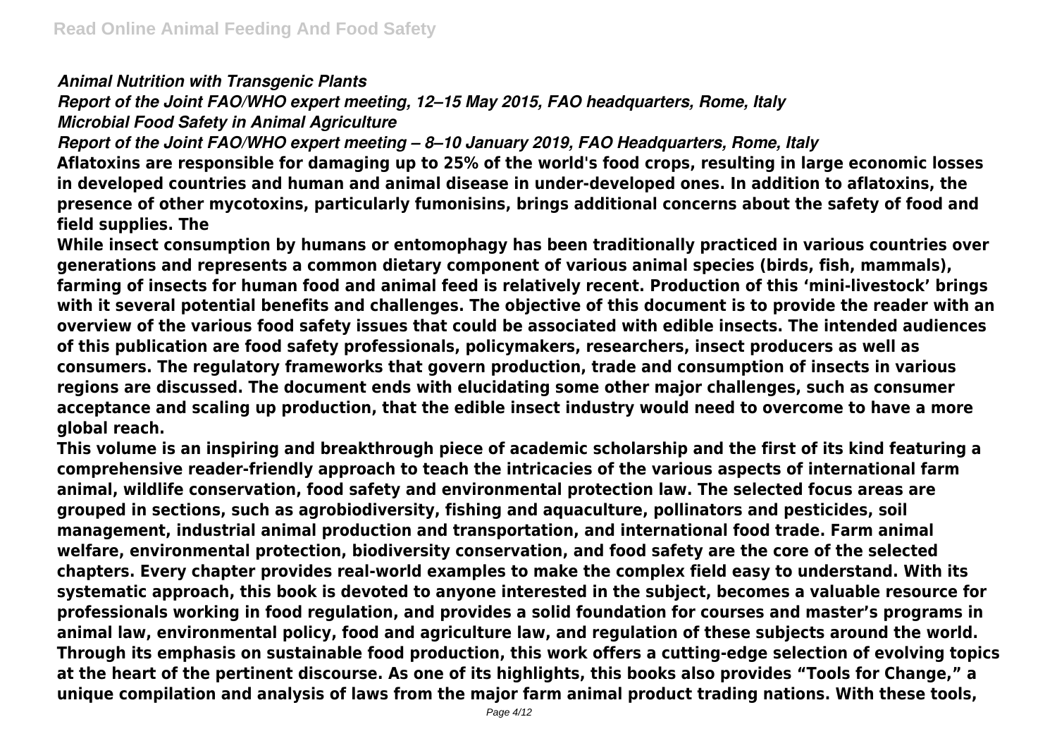*Animal Nutrition with Transgenic Plants*

*Report of the Joint FAO/WHO expert meeting, 12–15 May 2015, FAO headquarters, Rome, Italy*

*Microbial Food Safety in Animal Agriculture*

*Report of the Joint FAO/WHO expert meeting – 8–10 January 2019, FAO Headquarters, Rome, Italy*

**Aflatoxins are responsible for damaging up to 25% of the world's food crops, resulting in large economic losses in developed countries and human and animal disease in under-developed ones. In addition to aflatoxins, the presence of other mycotoxins, particularly fumonisins, brings additional concerns about the safety of food and field supplies. The**

**While insect consumption by humans or entomophagy has been traditionally practiced in various countries over generations and represents a common dietary component of various animal species (birds, fish, mammals), farming of insects for human food and animal feed is relatively recent. Production of this 'mini-livestock' brings with it several potential benefits and challenges. The objective of this document is to provide the reader with an overview of the various food safety issues that could be associated with edible insects. The intended audiences of this publication are food safety professionals, policymakers, researchers, insect producers as well as consumers. The regulatory frameworks that govern production, trade and consumption of insects in various regions are discussed. The document ends with elucidating some other major challenges, such as consumer acceptance and scaling up production, that the edible insect industry would need to overcome to have a more global reach.**

**This volume is an inspiring and breakthrough piece of academic scholarship and the first of its kind featuring a comprehensive reader-friendly approach to teach the intricacies of the various aspects of international farm animal, wildlife conservation, food safety and environmental protection law. The selected focus areas are grouped in sections, such as agrobiodiversity, fishing and aquaculture, pollinators and pesticides, soil management, industrial animal production and transportation, and international food trade. Farm animal welfare, environmental protection, biodiversity conservation, and food safety are the core of the selected chapters. Every chapter provides real-world examples to make the complex field easy to understand. With its systematic approach, this book is devoted to anyone interested in the subject, becomes a valuable resource for professionals working in food regulation, and provides a solid foundation for courses and master's programs in animal law, environmental policy, food and agriculture law, and regulation of these subjects around the world. Through its emphasis on sustainable food production, this work offers a cutting-edge selection of evolving topics at the heart of the pertinent discourse. As one of its highlights, this books also provides "Tools for Change," a unique compilation and analysis of laws from the major farm animal product trading nations. With these tools,**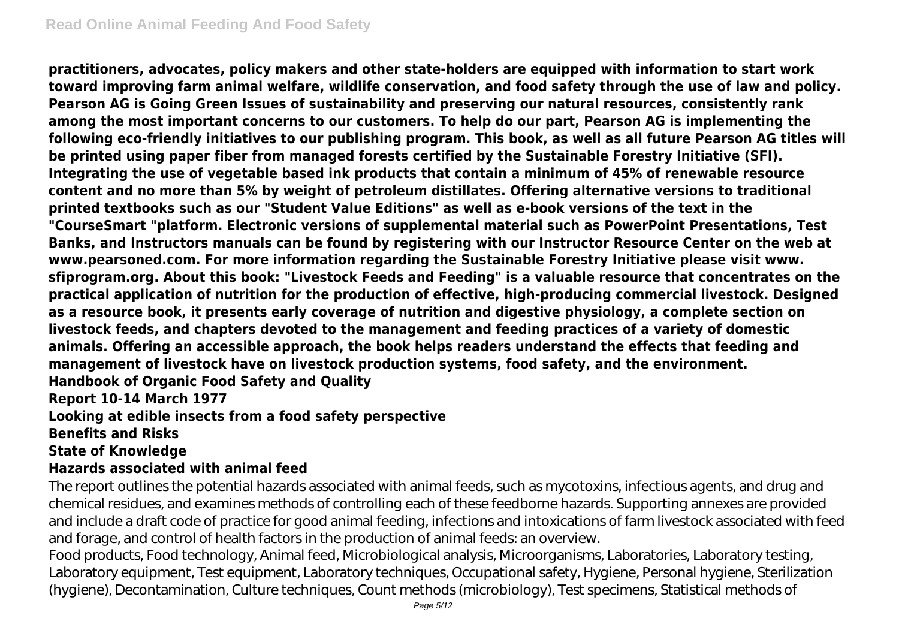**practitioners, advocates, policy makers and other state-holders are equipped with information to start work toward improving farm animal welfare, wildlife conservation, and food safety through the use of law and policy. Pearson AG is Going Green Issues of sustainability and preserving our natural resources, consistently rank among the most important concerns to our customers. To help do our part, Pearson AG is implementing the following eco-friendly initiatives to our publishing program. This book, as well as all future Pearson AG titles will be printed using paper fiber from managed forests certified by the Sustainable Forestry Initiative (SFI). Integrating the use of vegetable based ink products that contain a minimum of 45% of renewable resource content and no more than 5% by weight of petroleum distillates. Offering alternative versions to traditional printed textbooks such as our "Student Value Editions" as well as e-book versions of the text in the "CourseSmart "platform. Electronic versions of supplemental material such as PowerPoint Presentations, Test Banks, and Instructors manuals can be found by registering with our Instructor Resource Center on the web at www.pearsoned.com. For more information regarding the Sustainable Forestry Initiative please visit www. sfiprogram.org. About this book: "Livestock Feeds and Feeding" is a valuable resource that concentrates on the practical application of nutrition for the production of effective, high-producing commercial livestock. Designed as a resource book, it presents early coverage of nutrition and digestive physiology, a complete section on livestock feeds, and chapters devoted to the management and feeding practices of a variety of domestic animals. Offering an accessible approach, the book helps readers understand the effects that feeding and management of livestock have on livestock production systems, food safety, and the environment.**

**Handbook of Organic Food Safety and Quality**

**Report 10-14 March 1977**

**Looking at edible insects from a food safety perspective**

**Benefits and Risks**

**State of Knowledge**

**Hazards associated with animal feed**

The report outlines the potential hazards associated with animal feeds, such as mycotoxins, infectious agents, and drug and chemical residues, and examines methods of controlling each of these feedborne hazards. Supporting annexes are provided and include a draft code of practice for good animal feeding, infections and intoxications of farm livestock associated with feed and forage, and control of health factors in the production of animal feeds: an overview.

Food products, Food technology, Animal feed, Microbiological analysis, Microorganisms, Laboratories, Laboratory testing, Laboratory equipment, Test equipment, Laboratory techniques, Occupational safety, Hygiene, Personal hygiene, Sterilization (hygiene), Decontamination, Culture techniques, Count methods (microbiology), Test specimens, Statistical methods of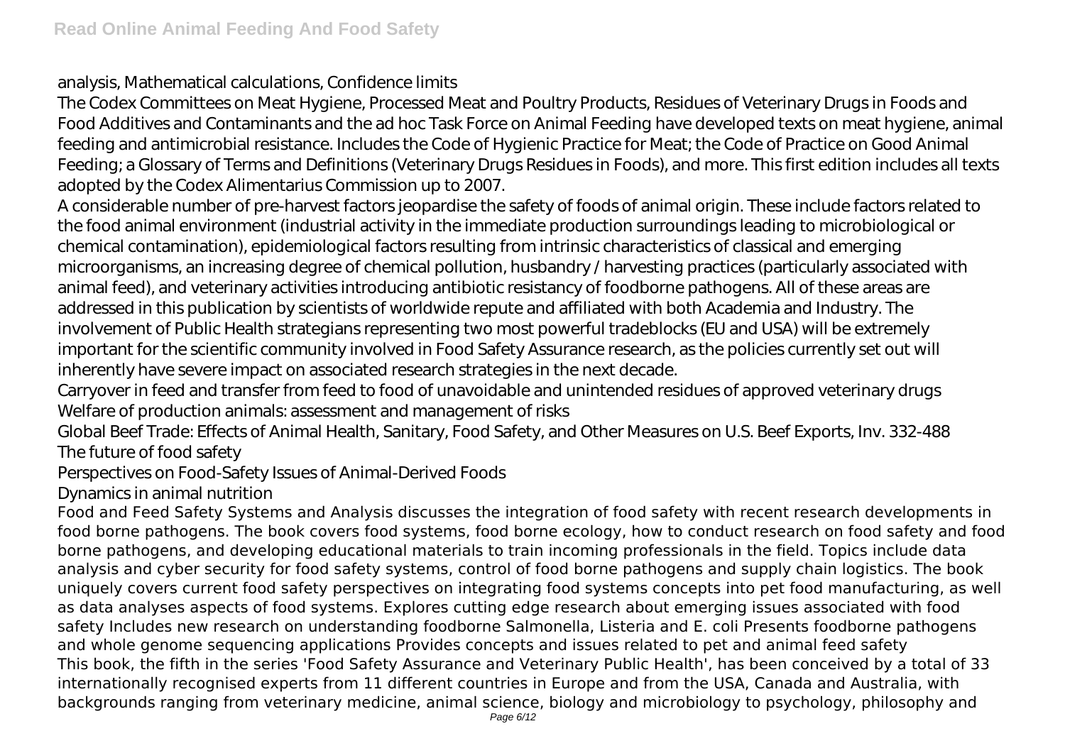analysis, Mathematical calculations, Confidence limits

The Codex Committees on Meat Hygiene, Processed Meat and Poultry Products, Residues of Veterinary Drugs in Foods and Food Additives and Contaminants and the ad hoc Task Force on Animal Feeding have developed texts on meat hygiene, animal feeding and antimicrobial resistance. Includes the Code of Hygienic Practice for Meat; the Code of Practice on Good Animal Feeding; a Glossary of Terms and Definitions (Veterinary Drugs Residues in Foods), and more. This first edition includes all texts adopted by the Codex Alimentarius Commission up to 2007.

A considerable number of pre-harvest factors jeopardise the safety of foods of animal origin. These include factors related to the food animal environment (industrial activity in the immediate production surroundings leading to microbiological or chemical contamination), epidemiological factors resulting from intrinsic characteristics of classical and emerging microorganisms, an increasing degree of chemical pollution, husbandry / harvesting practices (particularly associated with animal feed), and veterinary activities introducing antibiotic resistancy of foodborne pathogens. All of these areas are addressed in this publication by scientists of worldwide repute and affiliated with both Academia and Industry. The involvement of Public Health strategians representing two most powerful tradeblocks (EU and USA) will be extremely important for the scientific community involved in Food Safety Assurance research, as the policies currently set out will inherently have severe impact on associated research strategies in the next decade.

Carryover in feed and transfer from feed to food of unavoidable and unintended residues of approved veterinary drugs

Welfare of production animals: assessment and management of risks

Global Beef Trade: Effects of Animal Health, Sanitary, Food Safety, and Other Measures on U.S. Beef Exports, Inv. 332-488

The future of food safety

Perspectives on Food-Safety Issues of Animal-Derived Foods

Dynamics in animal nutrition

Food and Feed Safety Systems and Analysis discusses the integration of food safety with recent research developments in food borne pathogens. The book covers food systems, food borne ecology, how to conduct research on food safety and food borne pathogens, and developing educational materials to train incoming professionals in the field. Topics include data analysis and cyber security for food safety systems, control of food borne pathogens and supply chain logistics. The book uniquely covers current food safety perspectives on integrating food systems concepts into pet food manufacturing, as well as data analyses aspects of food systems. Explores cutting edge research about emerging issues associated with food safety Includes new research on understanding foodborne Salmonella, Listeria and E. coli Presents foodborne pathogens and whole genome sequencing applications Provides concepts and issues related to pet and animal feed safety

This book, the fifth in the series 'Food Safety Assurance and Veterinary Public Health', has been conceived by a total of 33 internationally recognised experts from 11 different countries in Europe and from the USA, Canada and Australia, with backgrounds ranging from veterinary medicine, animal science, biology and microbiology to psychology, philosophy and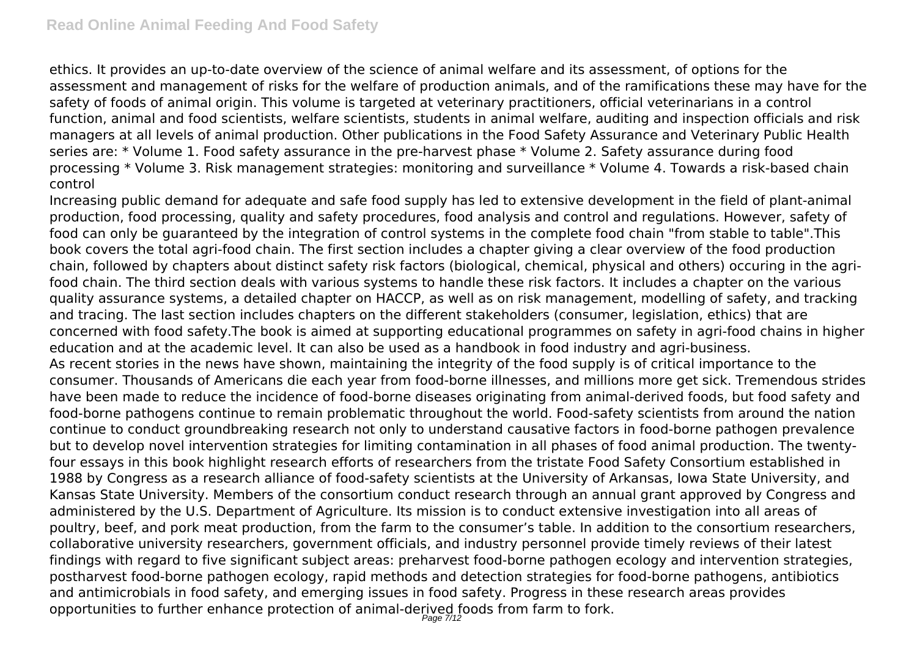ethics. It provides an up-to-date overview of the science of animal welfare and its assessment, of options for the assessment and management of risks for the welfare of production animals, and of the ramifications these may have for the safety of foods of animal origin. This volume is targeted at veterinary practitioners, official veterinarians in a control function, animal and food scientists, welfare scientists, students in animal welfare, auditing and inspection officials and risk managers at all levels of animal production. Other publications in the Food Safety Assurance and Veterinary Public Health series are: * Volume 1. Food safety assurance in the pre-harvest phase * Volume 2. Safety assurance during food processing * Volume 3. Risk management strategies: monitoring and surveillance * Volume 4. Towards a risk-based chain control

Increasing public demand for adequate and safe food supply has led to extensive development in the field of plant-animal production, food processing, quality and safety procedures, food analysis and control and regulations. However, safety of food can only be guaranteed by the integration of control systems in the complete food chain "from stable to table".This book covers the total agri-food chain. The first section includes a chapter giving a clear overview of the food production chain, followed by chapters about distinct safety risk factors (biological, chemical, physical and others) occuring in the agri-food chain. The third section deals with various systems to handle these risk factors. It includes a chapter on the various quality assurance systems, a detailed chapter on HACCP, as well as on risk management, modelling of safety, and tracking and tracing. The last section includes chapters on the different stakeholders (consumer, legislation, ethics) that are concerned with food safety.The book is aimed at supporting educational programmes on safety in agri-food chains in higher education and at the academic level. It can also be used as a handbook in food industry and agri-business.

As recent stories in the news have shown, maintaining the integrity of the food supply is of critical importance to the consumer. Thousands of Americans die each year from food-borne illnesses, and millions more get sick. Tremendous strides have been made to reduce the incidence of food-borne diseases originating from animal-derived foods, but food safety and food-borne pathogens continue to remain problematic throughout the world. Food-safety scientists from around the nation continue to conduct groundbreaking research not only to understand causative factors in food-borne pathogen prevalence but to develop novel intervention strategies for limiting contamination in all phases of food animal production. The twenty-four essays in this book highlight research efforts of researchers from the tristate Food Safety Consortium established in 1988 by Congress as a research alliance of food-safety scientists at the University of Arkansas, Iowa State University, and Kansas State University. Members of the consortium conduct research through an annual grant approved by Congress and administered by the U.S. Department of Agriculture. Its mission is to conduct extensive investigation into all areas of poultry, beef, and pork meat production, from the farm to the consumer's table. In addition to the consortium researchers, collaborative university researchers, government officials, and industry personnel provide timely reviews of their latest findings with regard to five significant subject areas: preharvest food-borne pathogen ecology and intervention strategies, postharvest food-borne pathogen ecology, rapid methods and detection strategies for food-borne pathogens, antibiotics and antimicrobials in food safety, and emerging issues in food safety. Progress in these research areas provides opportunities to further enhance protection of animal-derived foods from farm to fork.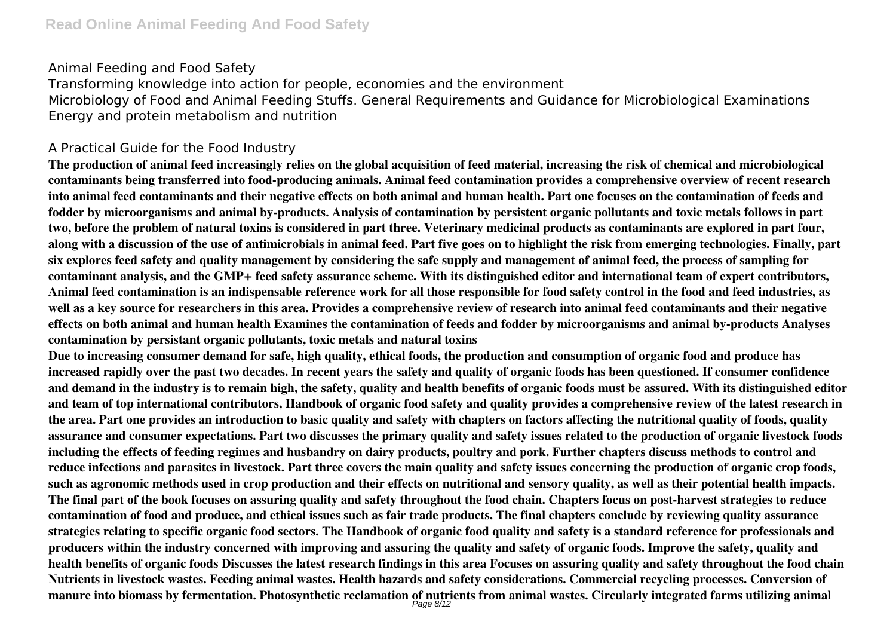Animal Feeding and Food Safety
Transforming knowledge into action for people, economies and the environment
Microbiology of Food and Animal Feeding Stuffs. General Requirements and Guidance for Microbiological Examinations
Energy and protein metabolism and nutrition

A Practical Guide for the Food Industry

**The production of animal feed increasingly relies on the global acquisition of feed material, increasing the risk of chemical and microbiological contaminants being transferred into food-producing animals. Animal feed contamination provides a comprehensive overview of recent research into animal feed contaminants and their negative effects on both animal and human health. Part one focuses on the contamination of feeds and fodder by microorganisms and animal by-products. Analysis of contamination by persistent organic pollutants and toxic metals follows in part two, before the problem of natural toxins is considered in part three. Veterinary medicinal products as contaminants are explored in part four, along with a discussion of the use of antimicrobials in animal feed. Part five goes on to highlight the risk from emerging technologies. Finally, part six explores feed safety and quality management by considering the safe supply and management of animal feed, the process of sampling for contaminant analysis, and the GMP+ feed safety assurance scheme. With its distinguished editor and international team of expert contributors, Animal feed contamination is an indispensable reference work for all those responsible for food safety control in the food and feed industries, as well as a key source for researchers in this area. Provides a comprehensive review of research into animal feed contaminants and their negative effects on both animal and human health Examines the contamination of feeds and fodder by microorganisms and animal by-products Analyses contamination by persistant organic pollutants, toxic metals and natural toxins**

**Due to increasing consumer demand for safe, high quality, ethical foods, the production and consumption of organic food and produce has increased rapidly over the past two decades. In recent years the safety and quality of organic foods has been questioned. If consumer confidence and demand in the industry is to remain high, the safety, quality and health benefits of organic foods must be assured. With its distinguished editor and team of top international contributors, Handbook of organic food safety and quality provides a comprehensive review of the latest research in the area. Part one provides an introduction to basic quality and safety with chapters on factors affecting the nutritional quality of foods, quality assurance and consumer expectations. Part two discusses the primary quality and safety issues related to the production of organic livestock foods including the effects of feeding regimes and husbandry on dairy products, poultry and pork. Further chapters discuss methods to control and reduce infections and parasites in livestock. Part three covers the main quality and safety issues concerning the production of organic crop foods, such as agronomic methods used in crop production and their effects on nutritional and sensory quality, as well as their potential health impacts. The final part of the book focuses on assuring quality and safety throughout the food chain. Chapters focus on post-harvest strategies to reduce contamination of food and produce, and ethical issues such as fair trade products. The final chapters conclude by reviewing quality assurance strategies relating to specific organic food sectors. The Handbook of organic food quality and safety is a standard reference for professionals and producers within the industry concerned with improving and assuring the quality and safety of organic foods. Improve the safety, quality and health benefits of organic foods Discusses the latest research findings in this area Focuses on assuring quality and safety throughout the food chain**

**Nutrients in livestock wastes. Feeding animal wastes. Health hazards and safety considerations. Commercial recycling processes. Conversion of manure into biomass by fermentation. Photosynthetic reclamation of nutrients from animal wastes. Circularly integrated farms utilizing animal**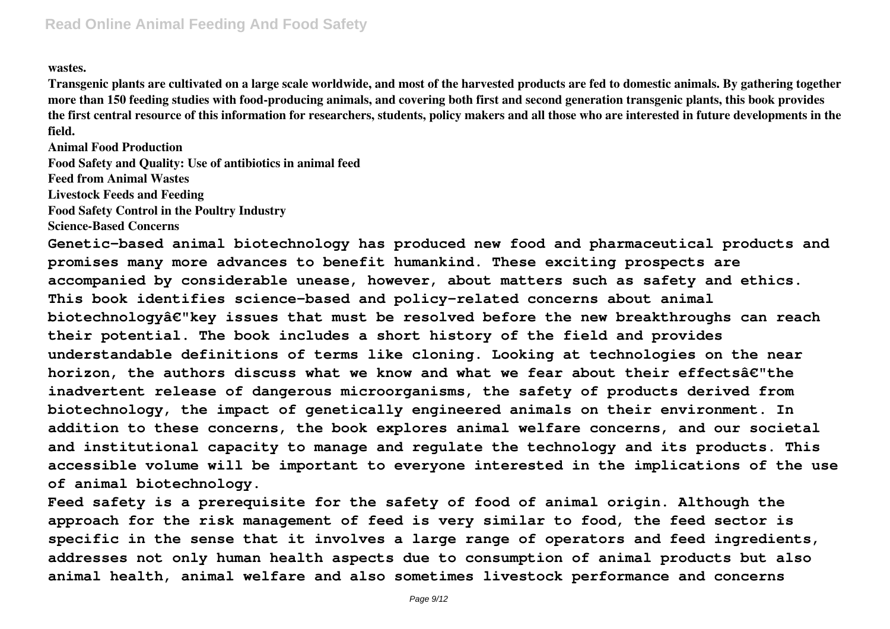wastes.

**Transgenic plants are cultivated on a large scale worldwide, and most of the harvested products are fed to domestic animals. By gathering together more than 150 feeding studies with food-producing animals, and covering both first and second generation transgenic plants, this book provides the first central resource of this information for researchers, students, policy makers and all those who are interested in future developments in the field.**

**Animal Food Production**
**Food Safety and Quality: Use of antibiotics in animal feed**
**Feed from Animal Wastes**
**Livestock Feeds and Feeding**
**Food Safety Control in the Poultry Industry**
**Science-Based Concerns**

**Genetic-based animal biotechnology has produced new food and pharmaceutical products and promises many more advances to benefit humankind. These exciting prospects are accompanied by considerable unease, however, about matters such as safety and ethics. This book identifies science-based and policy-related concerns about animal biotechnologyâ€"key issues that must be resolved before the new breakthroughs can reach their potential. The book includes a short history of the field and provides understandable definitions of terms like cloning. Looking at technologies on the near horizon, the authors discuss what we know and what we fear about their effectsâ€"the inadvertent release of dangerous microorganisms, the safety of products derived from biotechnology, the impact of genetically engineered animals on their environment. In addition to these concerns, the book explores animal welfare concerns, and our societal and institutional capacity to manage and regulate the technology and its products. This accessible volume will be important to everyone interested in the implications of the use of animal biotechnology.**

**Feed safety is a prerequisite for the safety of food of animal origin. Although the approach for the risk management of feed is very similar to food, the feed sector is specific in the sense that it involves a large range of operators and feed ingredients, addresses not only human health aspects due to consumption of animal products but also animal health, animal welfare and also sometimes livestock performance and concerns**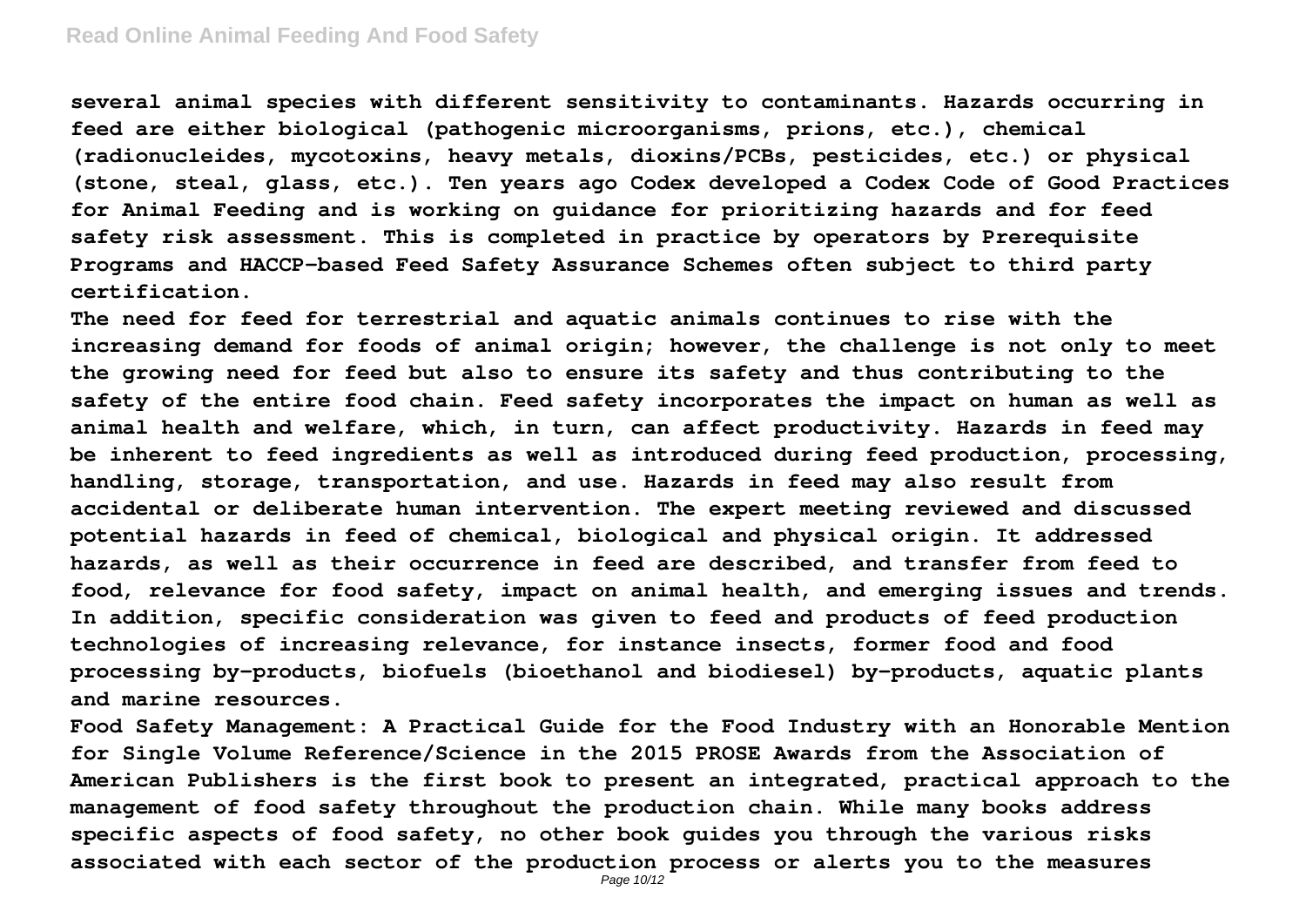several animal species with different sensitivity to contaminants. Hazards occurring in feed are either biological (pathogenic microorganisms, prions, etc.), chemical (radionucleides, mycotoxins, heavy metals, dioxins/PCBs, pesticides, etc.) or physical (stone, steal, glass, etc.). Ten years ago Codex developed a Codex Code of Good Practices for Animal Feeding and is working on guidance for prioritizing hazards and for feed safety risk assessment. This is completed in practice by operators by Prerequisite Programs and HACCP-based Feed Safety Assurance Schemes often subject to third party certification.

The need for feed for terrestrial and aquatic animals continues to rise with the increasing demand for foods of animal origin; however, the challenge is not only to meet the growing need for feed but also to ensure its safety and thus contributing to the safety of the entire food chain. Feed safety incorporates the impact on human as well as animal health and welfare, which, in turn, can affect productivity. Hazards in feed may be inherent to feed ingredients as well as introduced during feed production, processing, handling, storage, transportation, and use. Hazards in feed may also result from accidental or deliberate human intervention. The expert meeting reviewed and discussed potential hazards in feed of chemical, biological and physical origin. It addressed hazards, as well as their occurrence in feed are described, and transfer from feed to food, relevance for food safety, impact on animal health, and emerging issues and trends. In addition, specific consideration was given to feed and products of feed production technologies of increasing relevance, for instance insects, former food and food processing by-products, biofuels (bioethanol and biodiesel) by-products, aquatic plants and marine resources.

Food Safety Management: A Practical Guide for the Food Industry with an Honorable Mention for Single Volume Reference/Science in the 2015 PROSE Awards from the Association of American Publishers is the first book to present an integrated, practical approach to the management of food safety throughout the production chain. While many books address specific aspects of food safety, no other book guides you through the various risks associated with each sector of the production process or alerts you to the measures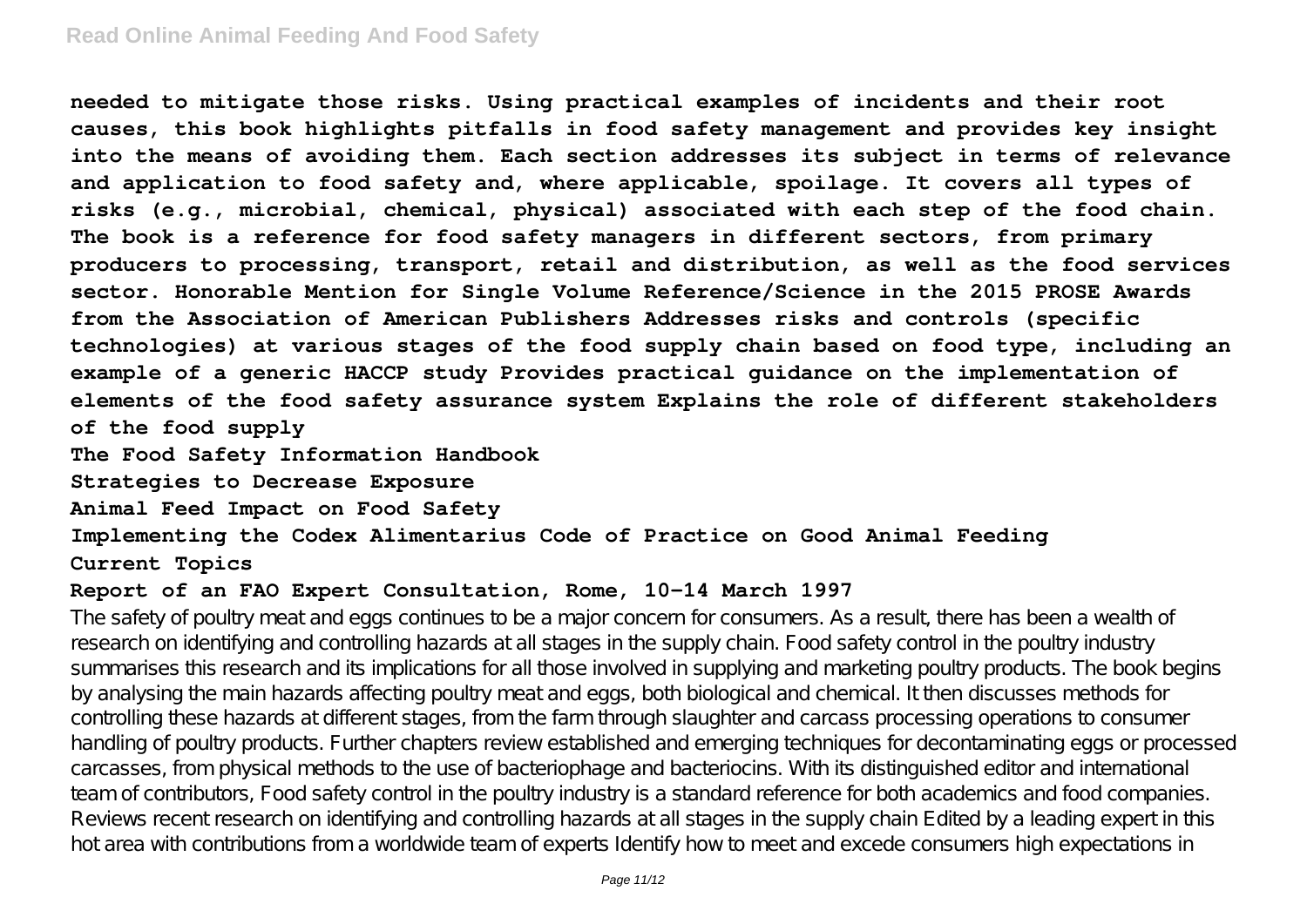**needed to mitigate those risks. Using practical examples of incidents and their root causes, this book highlights pitfalls in food safety management and provides key insight into the means of avoiding them. Each section addresses its subject in terms of relevance and application to food safety and, where applicable, spoilage. It covers all types of risks (e.g., microbial, chemical, physical) associated with each step of the food chain. The book is a reference for food safety managers in different sectors, from primary producers to processing, transport, retail and distribution, as well as the food services sector. Honorable Mention for Single Volume Reference/Science in the 2015 PROSE Awards from the Association of American Publishers Addresses risks and controls (specific technologies) at various stages of the food supply chain based on food type, including an example of a generic HACCP study Provides practical guidance on the implementation of elements of the food safety assurance system Explains the role of different stakeholders of the food supply**

**The Food Safety Information Handbook**

**Strategies to Decrease Exposure**

**Animal Feed Impact on Food Safety**

**Implementing the Codex Alimentarius Code of Practice on Good Animal Feeding**

**Current Topics**

**Report of an FAO Expert Consultation, Rome, 10-14 March 1997**

The safety of poultry meat and eggs continues to be a major concern for consumers. As a result, there has been a wealth of research on identifying and controlling hazards at all stages in the supply chain. Food safety control in the poultry industry summarises this research and its implications for all those involved in supplying and marketing poultry products. The book begins by analysing the main hazards affecting poultry meat and eggs, both biological and chemical. It then discusses methods for controlling these hazards at different stages, from the farm through slaughter and carcass processing operations to consumer handling of poultry products. Further chapters review established and emerging techniques for decontaminating eggs or processed carcasses, from physical methods to the use of bacteriophage and bacteriocins. With its distinguished editor and international team of contributors, Food safety control in the poultry industry is a standard reference for both academics and food companies. Reviews recent research on identifying and controlling hazards at all stages in the supply chain Edited by a leading expert in this hot area with contributions from a worldwide team of experts Identify how to meet and excede consumers high expectations in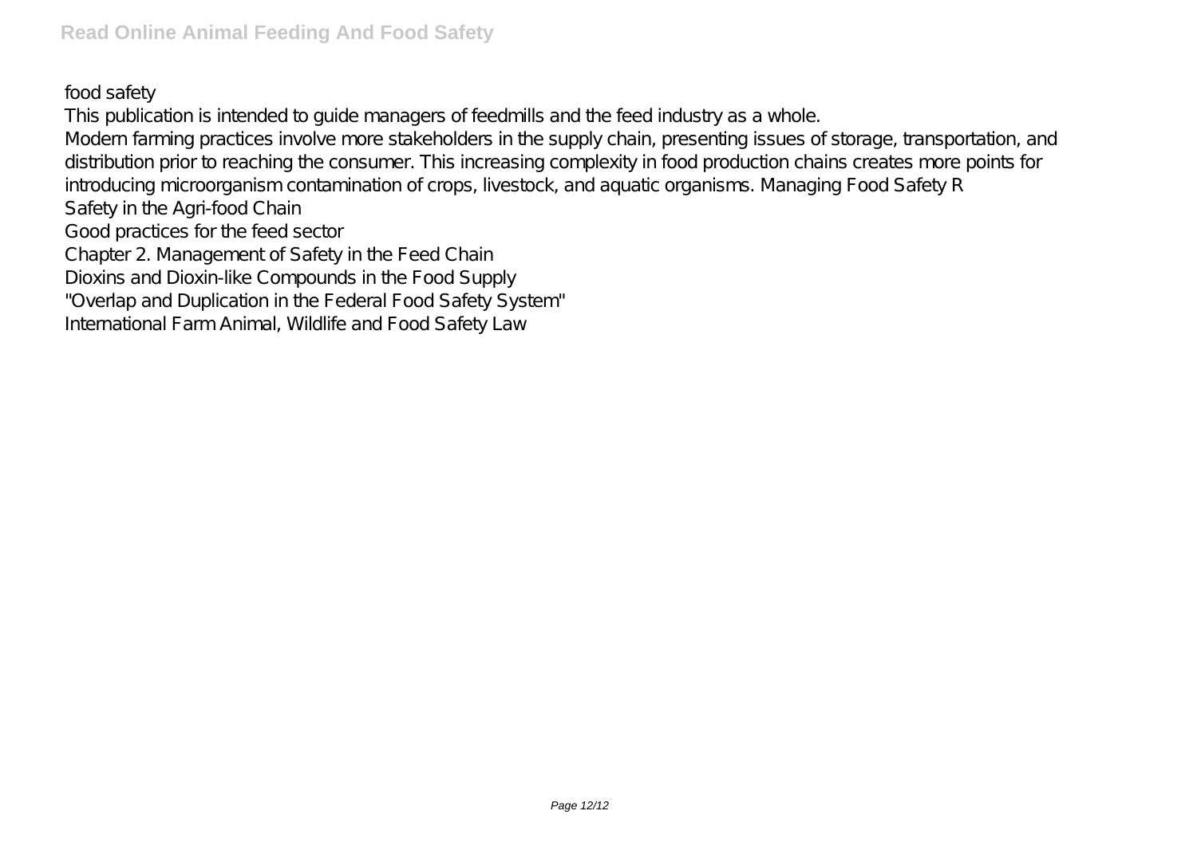food safety

This publication is intended to guide managers of feedmills and the feed industry as a whole.

Modern farming practices involve more stakeholders in the supply chain, presenting issues of storage, transportation, and distribution prior to reaching the consumer. This increasing complexity in food production chains creates more points for introducing microorganism contamination of crops, livestock, and aquatic organisms. Managing Food Safety R

Safety in the Agri-food Chain

Good practices for the feed sector

Chapter 2. Management of Safety in the Feed Chain

Dioxins and Dioxin-like Compounds in the Food Supply

"Overlap and Duplication in the Federal Food Safety System"

International Farm Animal, Wildlife and Food Safety Law